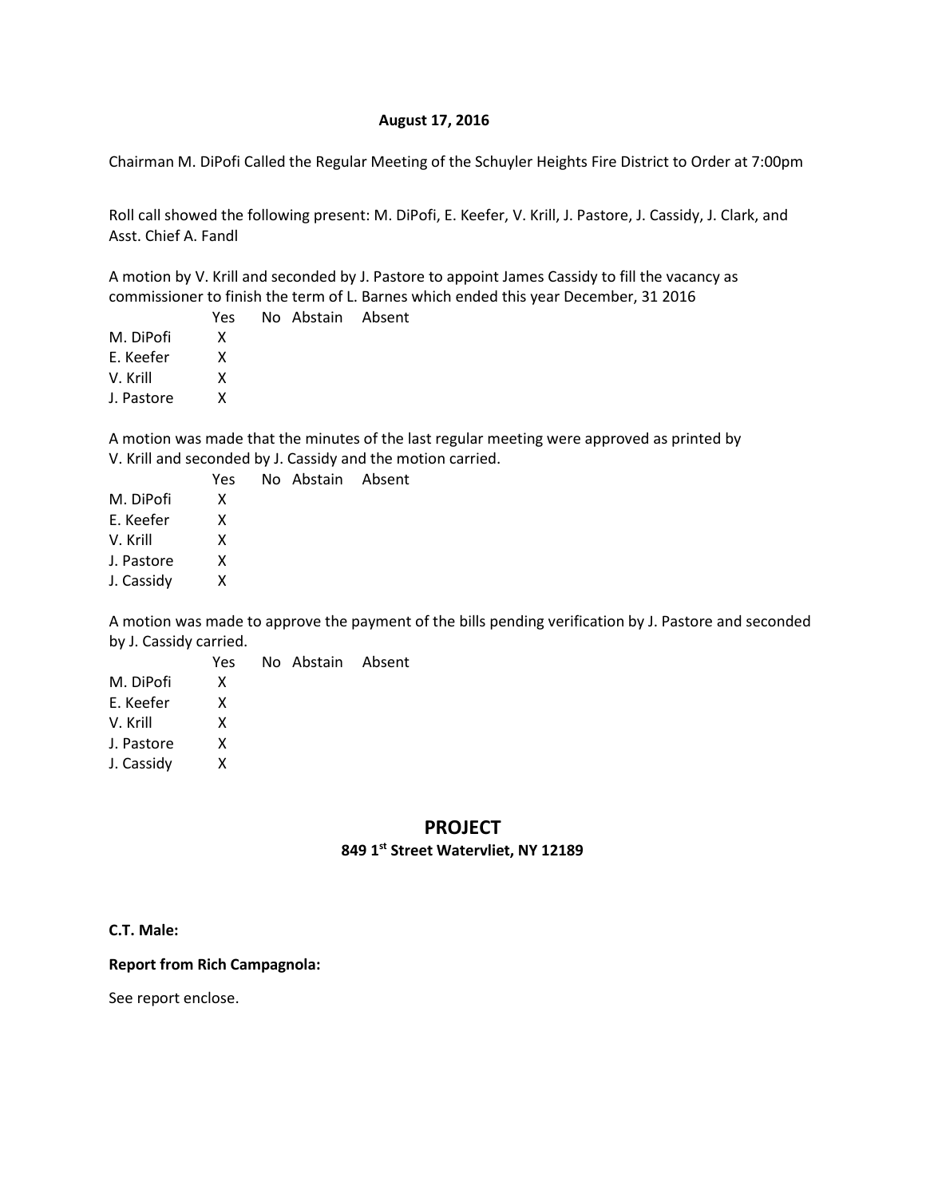**August 17, 2016**

Chairman M. DiPofi Called the Regular Meeting of the Schuyler Heights Fire District to Order at 7:00pm

Roll call showed the following present: M. DiPofi, E. Keefer, V. Krill, J. Pastore, J. Cassidy, J. Clark, and Asst. Chief A. Fandl

A motion by V. Krill and seconded by J. Pastore to appoint James Cassidy to fill the vacancy as commissioner to finish the term of L. Barnes which ended this year December, 31 2016

| | Yes | No | Abstain | Absent |
|---|---|---|---|---|
| M. DiPofi | X | | | |
| E. Keefer | X | | | |
| V. Krill | X | | | |
| J. Pastore | X | | | |

A motion was made that the minutes of the last regular meeting were approved as printed by V. Krill and seconded by J. Cassidy and the motion carried.

| | Yes | No | Abstain | Absent |
|---|---|---|---|---|
| M. DiPofi | X | | | |
| E. Keefer | X | | | |
| V. Krill | X | | | |
| J. Pastore | X | | | |
| J. Cassidy | X | | | |

A motion was made to approve the payment of the bills pending verification by J. Pastore and seconded by J. Cassidy carried.

| | Yes | No | Abstain | Absent |
|---|---|---|---|---|
| M. DiPofi | X | | | |
| E. Keefer | X | | | |
| V. Krill | X | | | |
| J. Pastore | X | | | |
| J. Cassidy | X | | | |

## PROJECT

**849 1st Street Watervliet, NY 12189**

**C.T. Male:**

**Report from Rich Campagnola:**

See report enclose.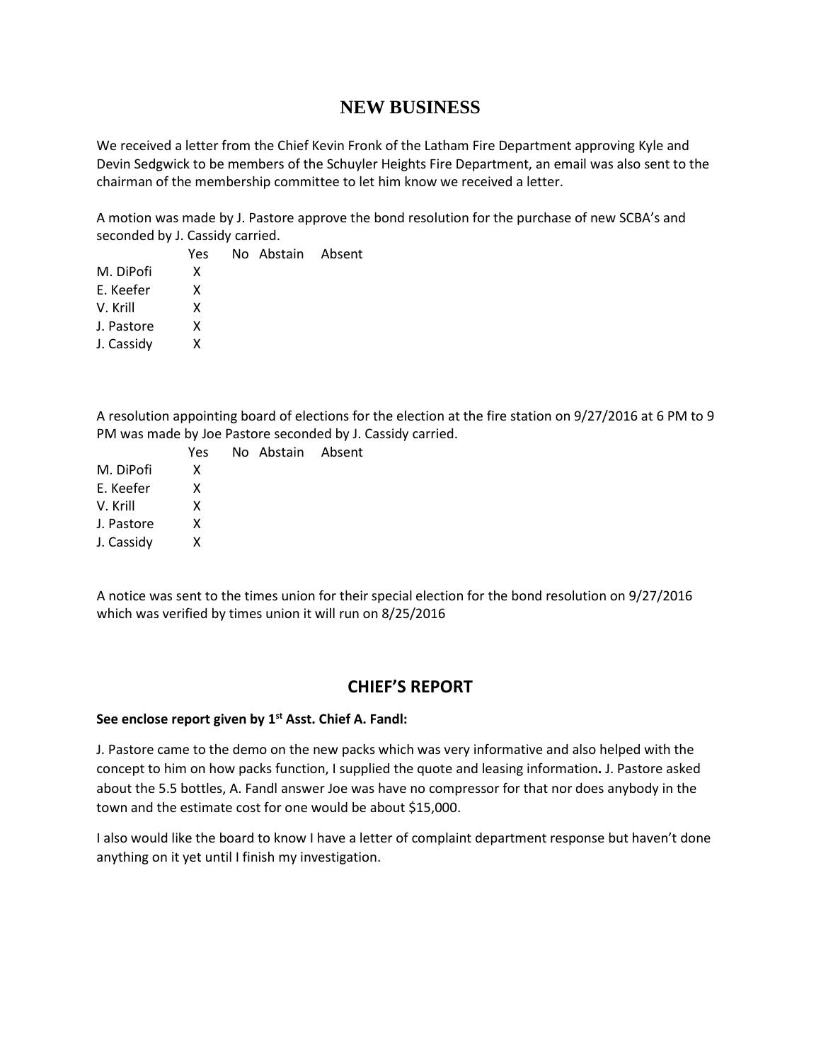## NEW BUSINESS

We received a letter from the Chief Kevin Fronk of the Latham Fire Department approving Kyle and Devin Sedgwick to be members of the Schuyler Heights Fire Department, an email was also sent to the chairman of the membership committee to let him know we received a letter.

A motion was made by J. Pastore approve the bond resolution for the purchase of new SCBA's and seconded by J. Cassidy carried.

| | Yes | No | Abstain | Absent |
|---|---|---|---|---|
| M. DiPofi | X | | | |
| E. Keefer | X | | | |
| V. Krill | X | | | |
| J. Pastore | X | | | |
| J. Cassidy | X | | | |

A resolution appointing board of elections for the election at the fire station on 9/27/2016 at 6 PM to 9 PM was made by Joe Pastore seconded by J. Cassidy carried.

| | Yes | No | Abstain | Absent |
|---|---|---|---|---|
| M. DiPofi | X | | | |
| E. Keefer | X | | | |
| V. Krill | X | | | |
| J. Pastore | X | | | |
| J. Cassidy | X | | | |

A notice was sent to the times union for their special election for the bond resolution on 9/27/2016 which was verified by times union it will run on 8/25/2016

## CHIEF'S REPORT

**See enclose report given by 1st Asst. Chief A. Fandl:**

J. Pastore came to the demo on the new packs which was very informative and also helped with the concept to him on how packs function, I supplied the quote and leasing information**.** J. Pastore asked about the 5.5 bottles, A. Fandl answer Joe was have no compressor for that nor does anybody in the town and the estimate cost for one would be about $15,000.

I also would like the board to know I have a letter of complaint department response but haven't done anything on it yet until I finish my investigation.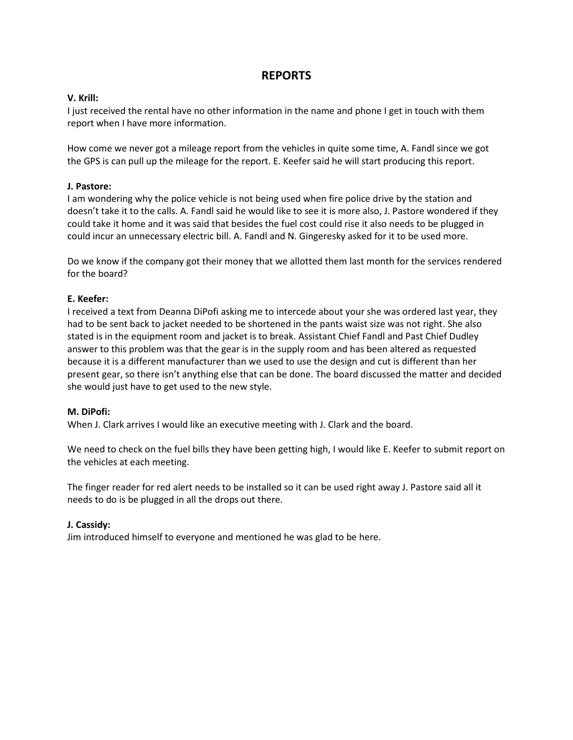# REPORTS

**V. Krill:**
I just received the rental have no other information in the name and phone I get in touch with them report when I have more information.

How come we never got a mileage report from the vehicles in quite some time, A. Fandl since we got the GPS is can pull up the mileage for the report. E. Keefer said he will start producing this report.

**J. Pastore:**
I am wondering why the police vehicle is not being used when fire police drive by the station and doesn't take it to the calls. A. Fandl said he would like to see it is more also, J. Pastore wondered if they could take it home and it was said that besides the fuel cost could rise it also needs to be plugged in could incur an unnecessary electric bill. A. Fandl and N. Gingeresky asked for it to be used more.

Do we know if the company got their money that we allotted them last month for the services rendered for the board?

**E. Keefer:**
I received a text from Deanna DiPofi asking me to intercede about your she was ordered last year, they had to be sent back to jacket needed to be shortened in the pants waist size was not right. She also stated is in the equipment room and jacket is to break. Assistant Chief Fandl and Past Chief Dudley answer to this problem was that the gear is in the supply room and has been altered as requested because it is a different manufacturer than we used to use the design and cut is different than her present gear, so there isn't anything else that can be done. The board discussed the matter and decided she would just have to get used to the new style.

**M. DiPofi:**
When J. Clark arrives I would like an executive meeting with J. Clark and the board.

We need to check on the fuel bills they have been getting high, I would like E. Keefer to submit report on the vehicles at each meeting.

The finger reader for red alert needs to be installed so it can be used right away J. Pastore said all it needs to do is be plugged in all the drops out there.

**J. Cassidy:**
Jim introduced himself to everyone and mentioned he was glad to be here.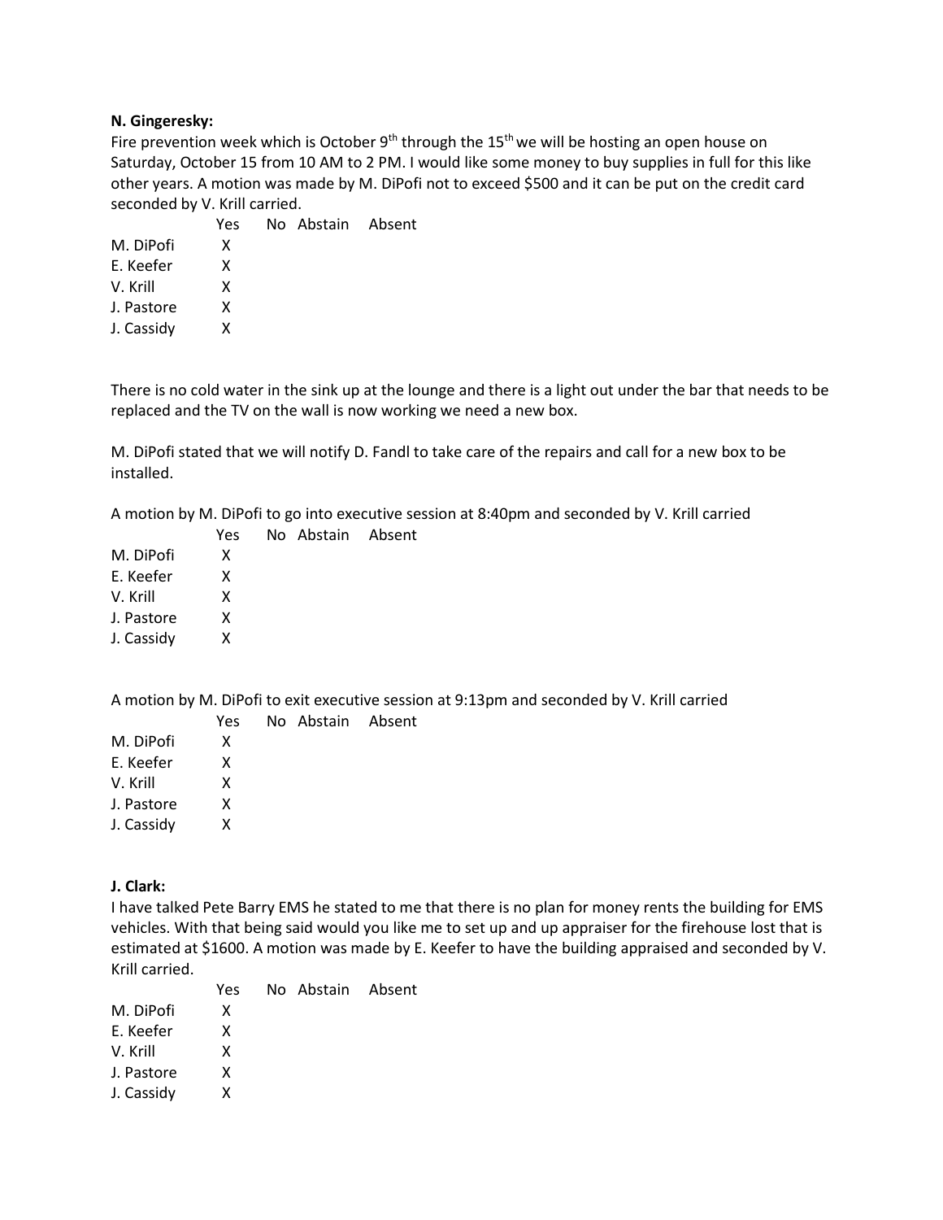**N. Gingeresky:**

Fire prevention week which is October 9th through the 15th we will be hosting an open house on Saturday, October 15 from 10 AM to 2 PM. I would like some money to buy supplies in full for this like other years. A motion was made by M. DiPofi not to exceed $500 and it can be put on the credit card seconded by V. Krill carried.

| | Yes | No | Abstain | Absent |
|---|---|---|---|---|
| M. DiPofi | X | | | |
| E. Keefer | X | | | |
| V. Krill | X | | | |
| J. Pastore | X | | | |
| J. Cassidy | X | | | |

There is no cold water in the sink up at the lounge and there is a light out under the bar that needs to be replaced and the TV on the wall is now working we need a new box.

M. DiPofi stated that we will notify D. Fandl to take care of the repairs and call for a new box to be installed.

A motion by M. DiPofi to go into executive session at 8:40pm and seconded by V. Krill carried

| | Yes | No | Abstain | Absent |
|---|---|---|---|---|
| M. DiPofi | X | | | |
| E. Keefer | X | | | |
| V. Krill | X | | | |
| J. Pastore | X | | | |
| J. Cassidy | X | | | |

A motion by M. DiPofi to exit executive session at 9:13pm and seconded by V. Krill carried

| | Yes | No | Abstain | Absent |
|---|---|---|---|---|
| M. DiPofi | X | | | |
| E. Keefer | X | | | |
| V. Krill | X | | | |
| J. Pastore | X | | | |
| J. Cassidy | X | | | |

**J. Clark:**

I have talked Pete Barry EMS he stated to me that there is no plan for money rents the building for EMS vehicles. With that being said would you like me to set up and up appraiser for the firehouse lost that is estimated at $1600. A motion was made by E. Keefer to have the building appraised and seconded by V. Krill carried.

| | Yes | No | Abstain | Absent |
|---|---|---|---|---|
| M. DiPofi | X | | | |
| E. Keefer | X | | | |
| V. Krill | X | | | |
| J. Pastore | X | | | |
| J. Cassidy | X | | | |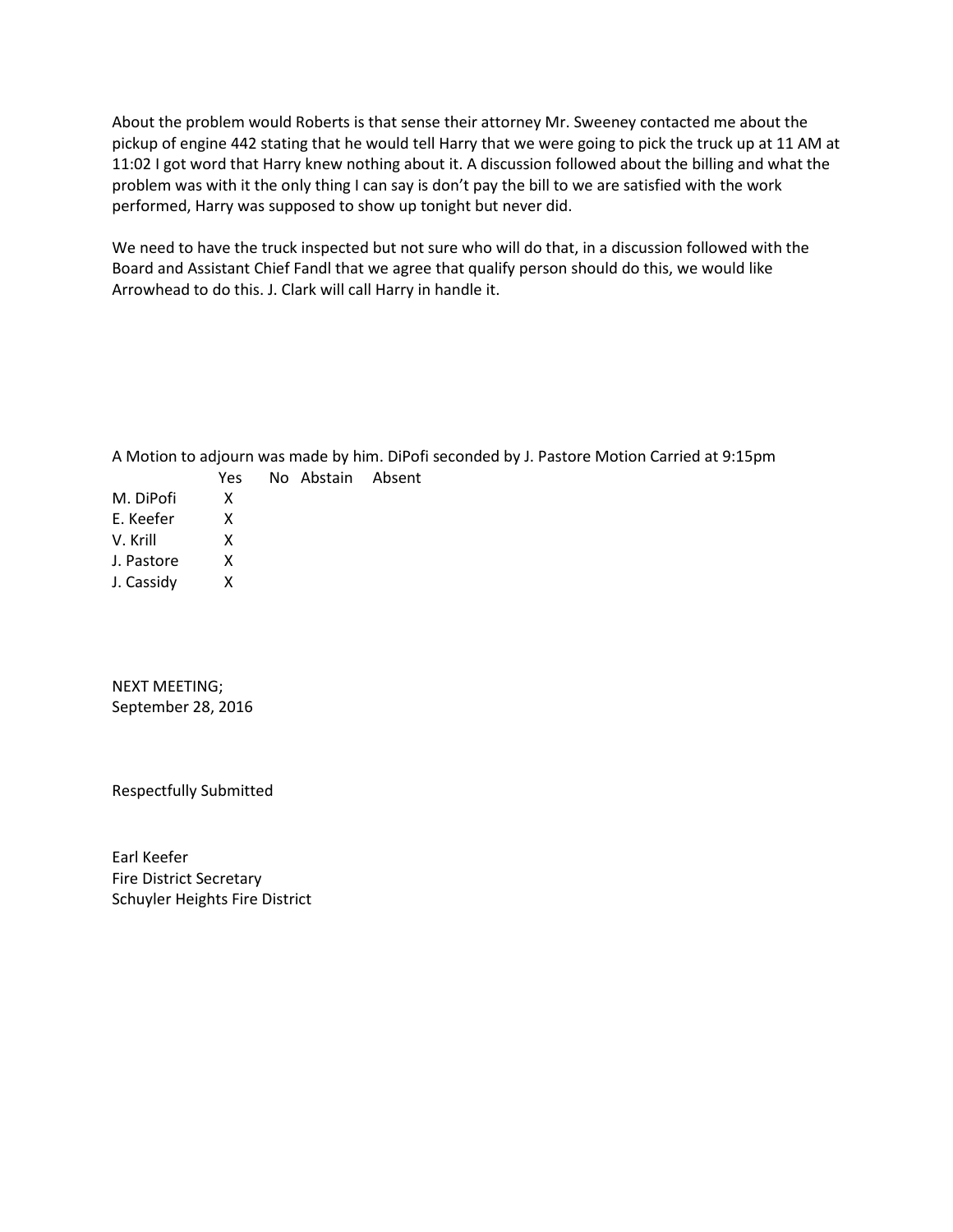About the problem would Roberts is that sense their attorney Mr. Sweeney contacted me about the pickup of engine 442 stating that he would tell Harry that we were going to pick the truck up at 11 AM at 11:02 I got word that Harry knew nothing about it. A discussion followed about the billing and what the problem was with it the only thing I can say is don't pay the bill to we are satisfied with the work performed, Harry was supposed to show up tonight but never did.

We need to have the truck inspected but not sure who will do that, in a discussion followed with the Board and Assistant Chief Fandl that we agree that qualify person should do this, we would like Arrowhead to do this. J. Clark will call Harry in handle it.

A Motion to adjourn was made by him. DiPofi seconded by J. Pastore Motion Carried at 9:15pm

| | Yes | No | Abstain | Absent |
|---|---|---|---|---|
| M. DiPofi | X | | | |
| E. Keefer | X | | | |
| V. Krill | X | | | |
| J. Pastore | X | | | |
| J. Cassidy | X | | | |

NEXT MEETING;
September 28, 2016

Respectfully Submitted

Earl Keefer
Fire District Secretary
Schuyler Heights Fire District